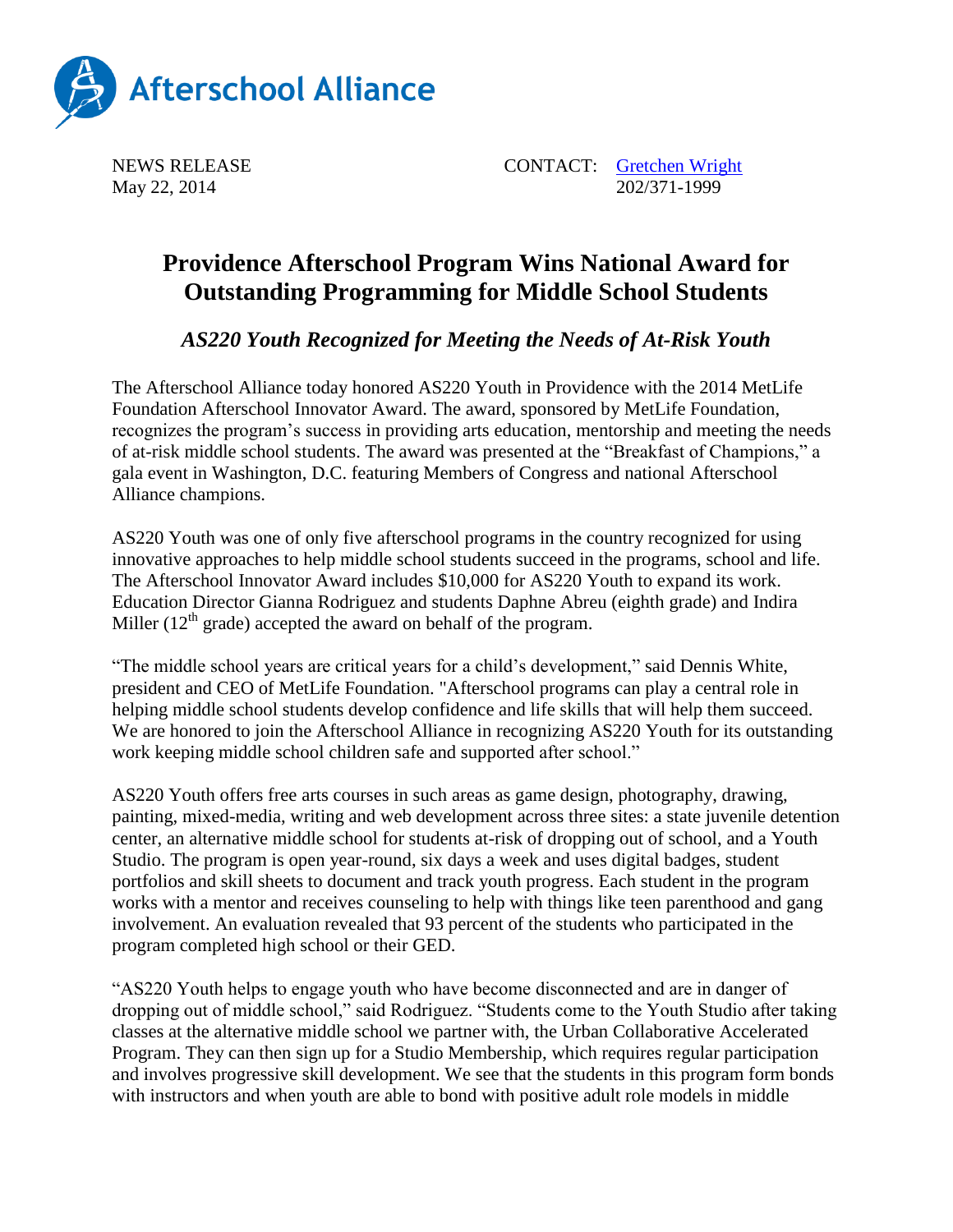Afterschool Alliance

NEWS RELEASE
May 22, 2014

CONTACT: Gretchen Wright
202/371-1999

# Providence Afterschool Program Wins National Award for Outstanding Programming for Middle School Students

## *AS220 Youth Recognized for Meeting the Needs of At-Risk Youth*

The Afterschool Alliance today honored AS220 Youth in Providence with the 2014 MetLife Foundation Afterschool Innovator Award. The award, sponsored by MetLife Foundation, recognizes the program's success in providing arts education, mentorship and meeting the needs of at-risk middle school students. The award was presented at the "Breakfast of Champions," a gala event in Washington, D.C. featuring Members of Congress and national Afterschool Alliance champions.

AS220 Youth was one of only five afterschool programs in the country recognized for using innovative approaches to help middle school students succeed in the programs, school and life. The Afterschool Innovator Award includes $10,000 for AS220 Youth to expand its work. Education Director Gianna Rodriguez and students Daphne Abreu (eighth grade) and Indira Miller (12th grade) accepted the award on behalf of the program.

"The middle school years are critical years for a child's development," said Dennis White, president and CEO of MetLife Foundation. "Afterschool programs can play a central role in helping middle school students develop confidence and life skills that will help them succeed. We are honored to join the Afterschool Alliance in recognizing AS220 Youth for its outstanding work keeping middle school children safe and supported after school."

AS220 Youth offers free arts courses in such areas as game design, photography, drawing, painting, mixed-media, writing and web development across three sites: a state juvenile detention center, an alternative middle school for students at-risk of dropping out of school, and a Youth Studio. The program is open year-round, six days a week and uses digital badges, student portfolios and skill sheets to document and track youth progress. Each student in the program works with a mentor and receives counseling to help with things like teen parenthood and gang involvement. An evaluation revealed that 93 percent of the students who participated in the program completed high school or their GED.

"AS220 Youth helps to engage youth who have become disconnected and are in danger of dropping out of middle school," said Rodriguez. "Students come to the Youth Studio after taking classes at the alternative middle school we partner with, the Urban Collaborative Accelerated Program. They can then sign up for a Studio Membership, which requires regular participation and involves progressive skill development. We see that the students in this program form bonds with instructors and when youth are able to bond with positive adult role models in middle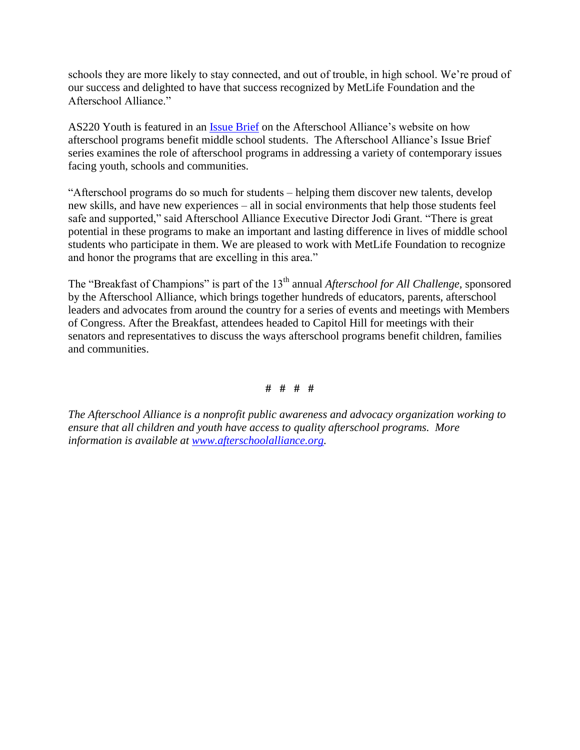schools they are more likely to stay connected, and out of trouble, in high school. We're proud of our success and delighted to have that success recognized by MetLife Foundation and the Afterschool Alliance."

AS220 Youth is featured in an [Issue Brief](#) on the Afterschool Alliance's website on how afterschool programs benefit middle school students. The Afterschool Alliance's Issue Brief series examines the role of afterschool programs in addressing a variety of contemporary issues facing youth, schools and communities.

"Afterschool programs do so much for students – helping them discover new talents, develop new skills, and have new experiences – all in social environments that help those students feel safe and supported," said Afterschool Alliance Executive Director Jodi Grant. "There is great potential in these programs to make an important and lasting difference in lives of middle school students who participate in them. We are pleased to work with MetLife Foundation to recognize and honor the programs that are excelling in this area."

The "Breakfast of Champions" is part of the 13th annual *Afterschool for All Challenge*, sponsored by the Afterschool Alliance, which brings together hundreds of educators, parents, afterschool leaders and advocates from around the country for a series of events and meetings with Members of Congress. After the Breakfast, attendees headed to Capitol Hill for meetings with their senators and representatives to discuss the ways afterschool programs benefit children, families and communities.

# # # #

*The Afterschool Alliance is a nonprofit public awareness and advocacy organization working to ensure that all children and youth have access to quality afterschool programs. More information is available at [www.afterschoolalliance.org](http://www.afterschoolalliance.org).*